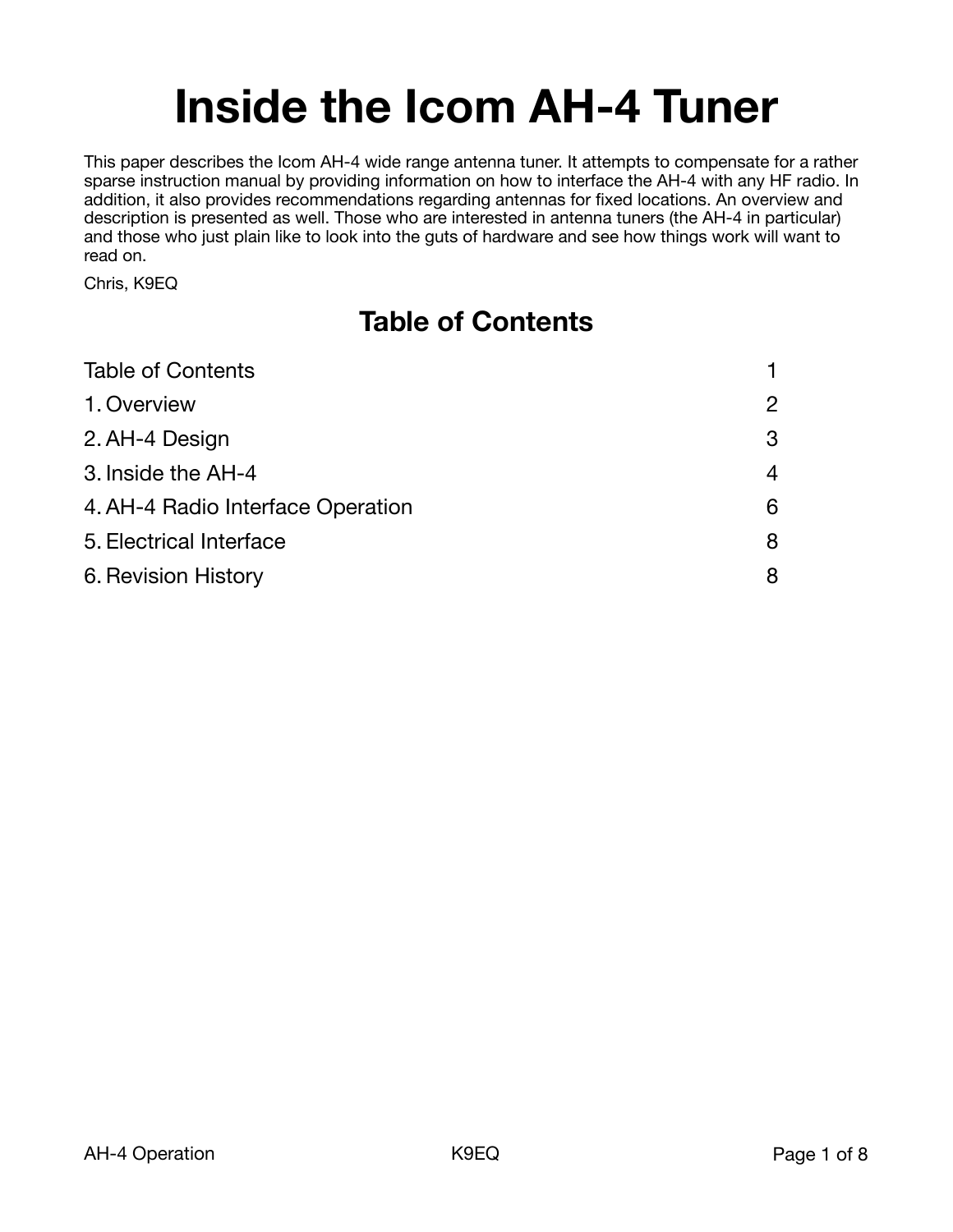# Inside the Icom AH-4 Tuner

This paper describes the Icom AH-4 wide range antenna tuner. It attempts to compensate for a rather sparse instruction manual by providing information on how to interface the AH-4 with any HF radio. In addition, it also provides recommendations regarding antennas for fixed locations. An overview and description is presented as well. Those who are interested in antenna tuners (the AH-4 in particular) and those who just plain like to look into the guts of hardware and see how things work will want to read on.

Chris, K9EQ

## Table of Contents

| | |
|---|---|
| Table of Contents | 1 |
| 1. Overview | 2 |
| 2. AH-4 Design | 3 |
| 3. Inside the AH-4 | 4 |
| 4. AH-4 Radio Interface Operation | 6 |
| 5. Electrical Interface | 8 |
| 6. Revision History | 8 |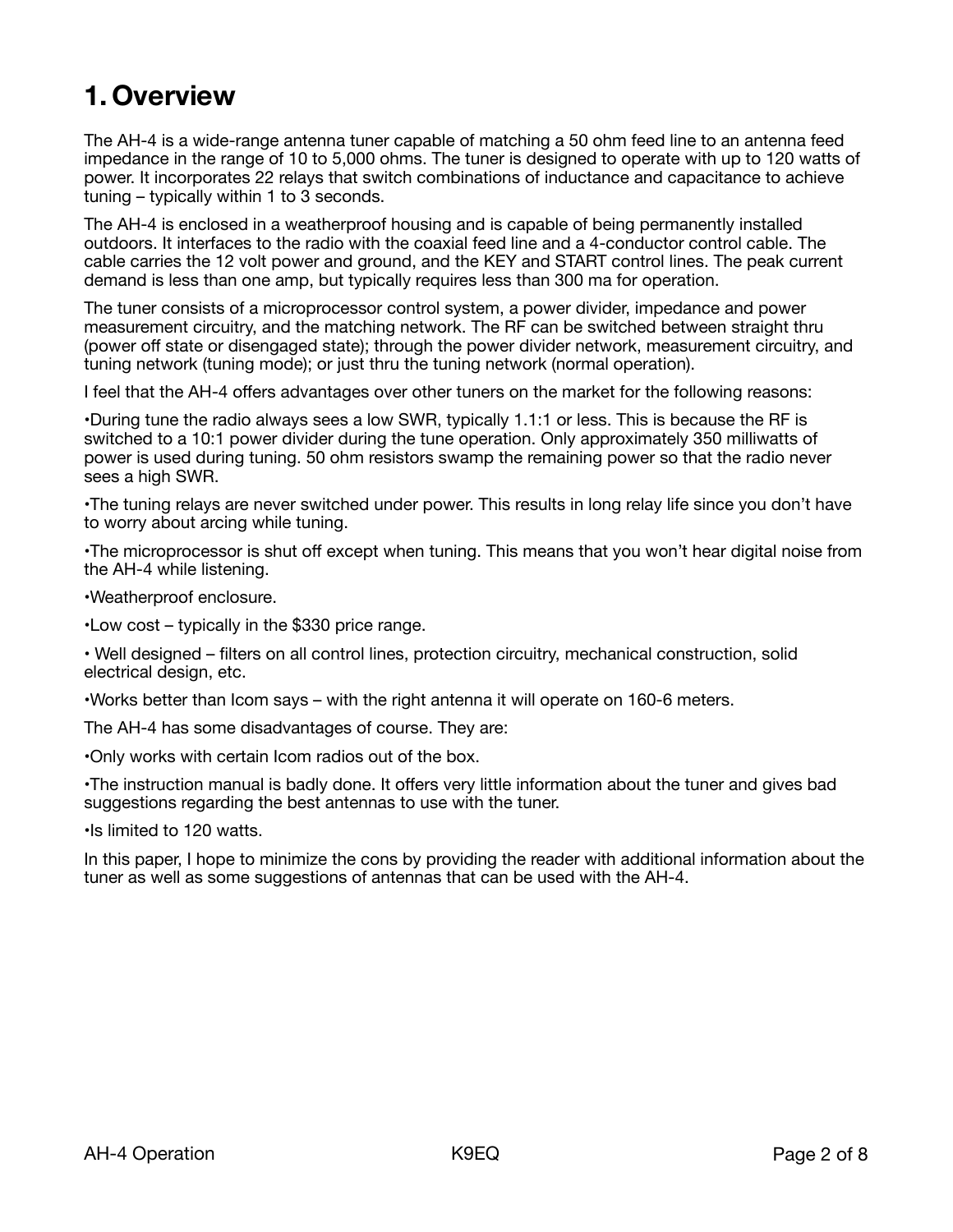# 1. Overview

The AH-4 is a wide-range antenna tuner capable of matching a 50 ohm feed line to an antenna feed impedance in the range of 10 to 5,000 ohms. The tuner is designed to operate with up to 120 watts of power. It incorporates 22 relays that switch combinations of inductance and capacitance to achieve tuning – typically within 1 to 3 seconds.

The AH-4 is enclosed in a weatherproof housing and is capable of being permanently installed outdoors. It interfaces to the radio with the coaxial feed line and a 4-conductor control cable. The cable carries the 12 volt power and ground, and the KEY and START control lines. The peak current demand is less than one amp, but typically requires less than 300 ma for operation.

The tuner consists of a microprocessor control system, a power divider, impedance and power measurement circuitry, and the matching network. The RF can be switched between straight thru (power off state or disengaged state); through the power divider network, measurement circuitry, and tuning network (tuning mode); or just thru the tuning network (normal operation).

I feel that the AH-4 offers advantages over other tuners on the market for the following reasons:

•During tune the radio always sees a low SWR, typically 1.1:1 or less. This is because the RF is switched to a 10:1 power divider during the tune operation. Only approximately 350 milliwatts of power is used during tuning. 50 ohm resistors swamp the remaining power so that the radio never sees a high SWR.

•The tuning relays are never switched under power. This results in long relay life since you don't have to worry about arcing while tuning.

•The microprocessor is shut off except when tuning. This means that you won't hear digital noise from the AH-4 while listening.

•Weatherproof enclosure.

•Low cost – typically in the $330 price range.

• Well designed – filters on all control lines, protection circuitry, mechanical construction, solid electrical design, etc.

•Works better than Icom says – with the right antenna it will operate on 160-6 meters.

The AH-4 has some disadvantages of course. They are:

•Only works with certain Icom radios out of the box.

•The instruction manual is badly done. It offers very little information about the tuner and gives bad suggestions regarding the best antennas to use with the tuner.

•Is limited to 120 watts.

In this paper, I hope to minimize the cons by providing the reader with additional information about the tuner as well as some suggestions of antennas that can be used with the AH-4.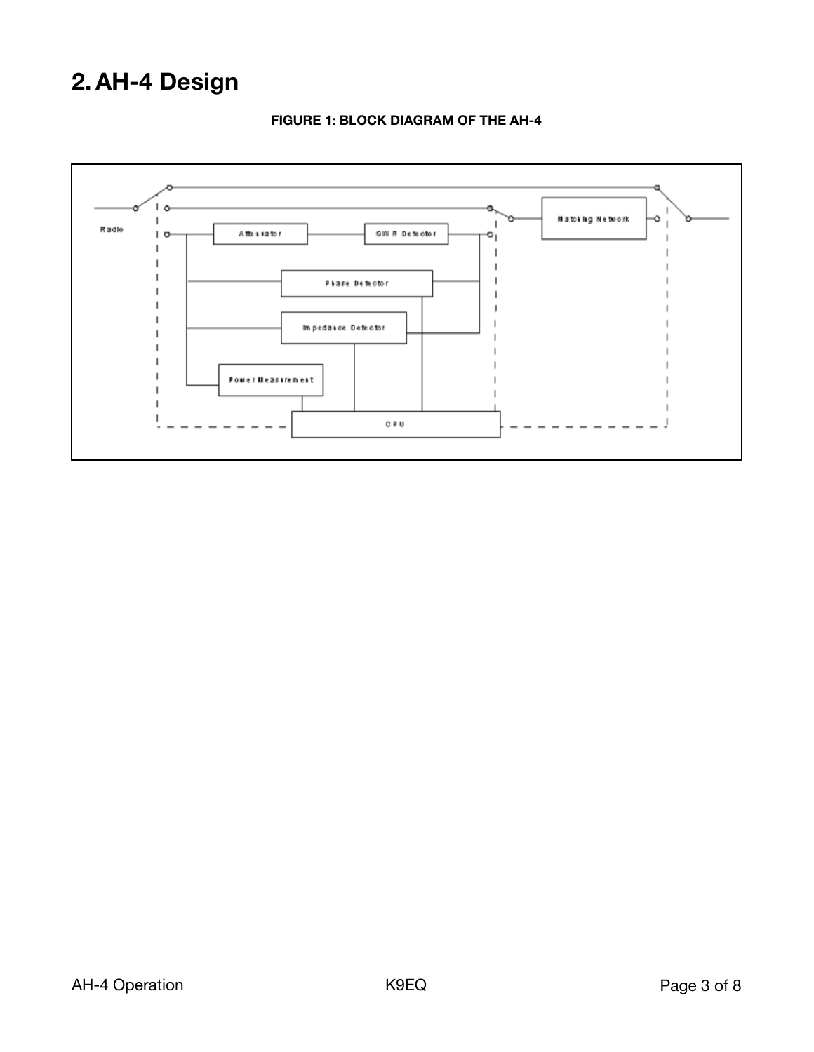# 2. AH-4 Design

**FIGURE 1: BLOCK DIAGRAM OF THE AH-4**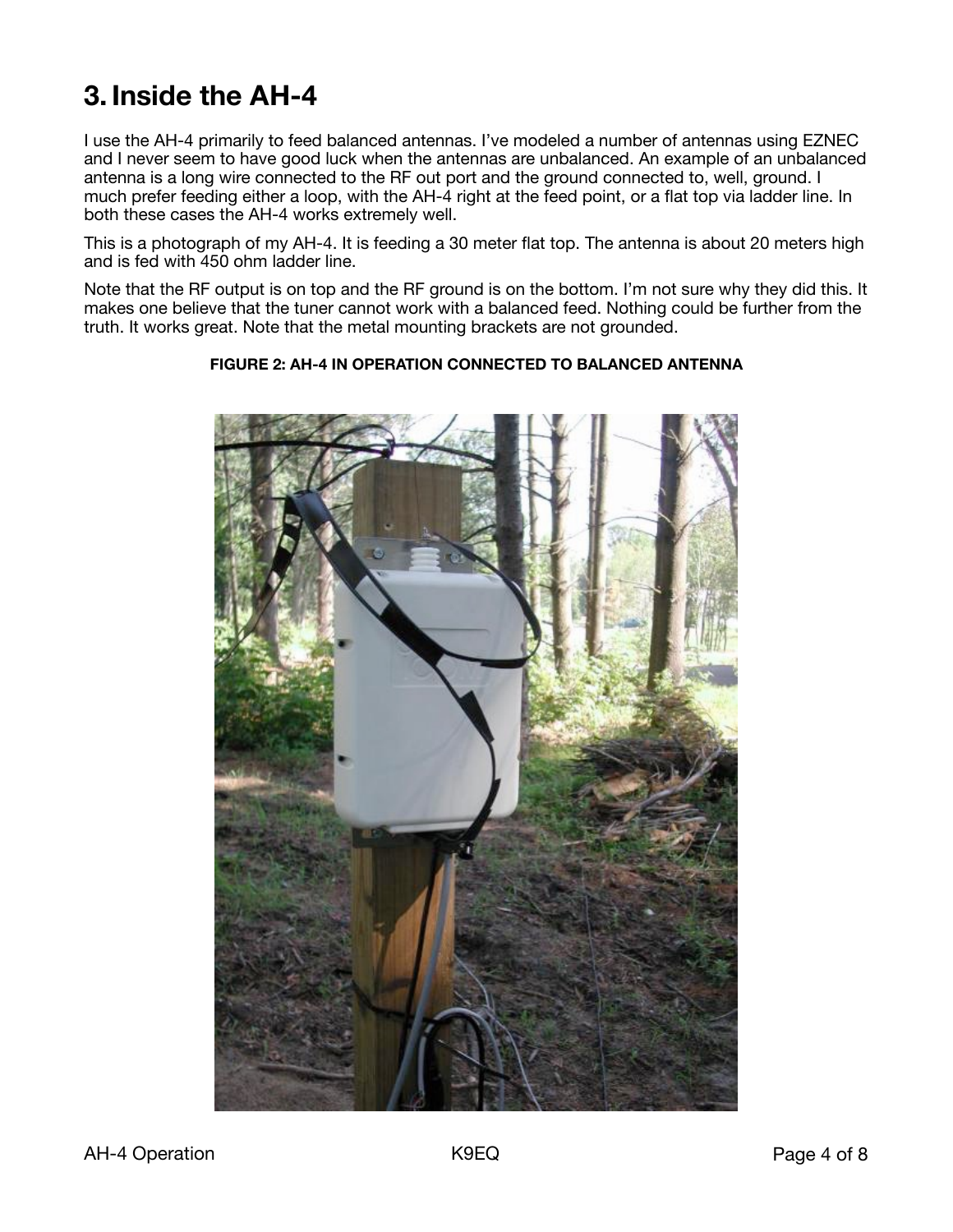# 3. Inside the AH-4

I use the AH-4 primarily to feed balanced antennas. I've modeled a number of antennas using EZNEC and I never seem to have good luck when the antennas are unbalanced. An example of an unbalanced antenna is a long wire connected to the RF out port and the ground connected to, well, ground. I much prefer feeding either a loop, with the AH-4 right at the feed point, or a flat top via ladder line. In both these cases the AH-4 works extremely well.

This is a photograph of my AH-4. It is feeding a 30 meter flat top. The antenna is about 20 meters high and is fed with 450 ohm ladder line.

Note that the RF output is on top and the RF ground is on the bottom. I'm not sure why they did this. It makes one believe that the tuner cannot work with a balanced feed. Nothing could be further from the truth. It works great. Note that the metal mounting brackets are not grounded.

**FIGURE 2: AH-4 IN OPERATION CONNECTED TO BALANCED ANTENNA**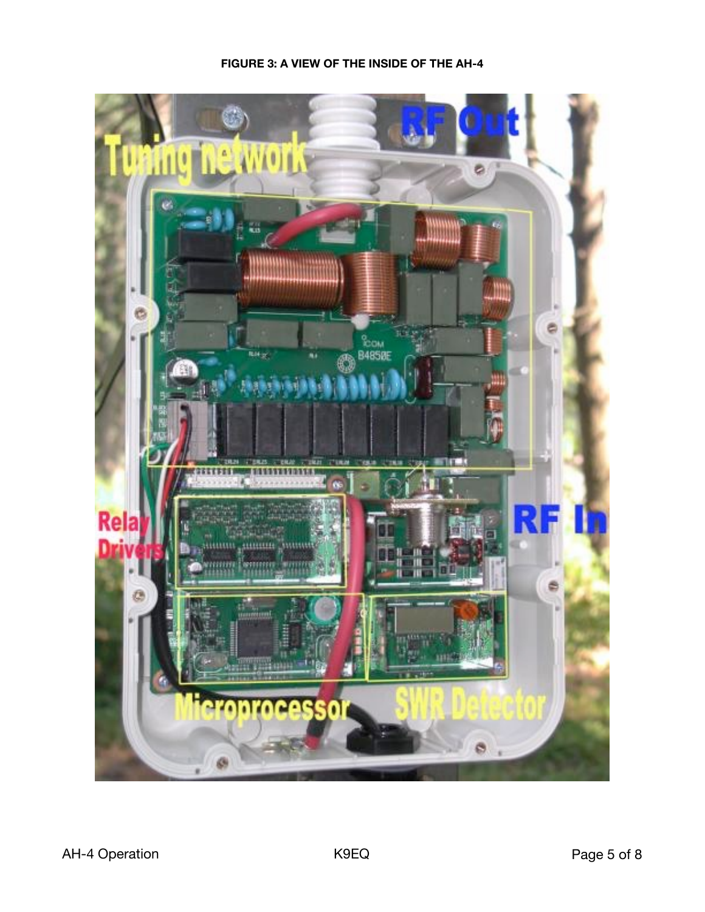**FIGURE 3: A VIEW OF THE INSIDE OF THE AH-4**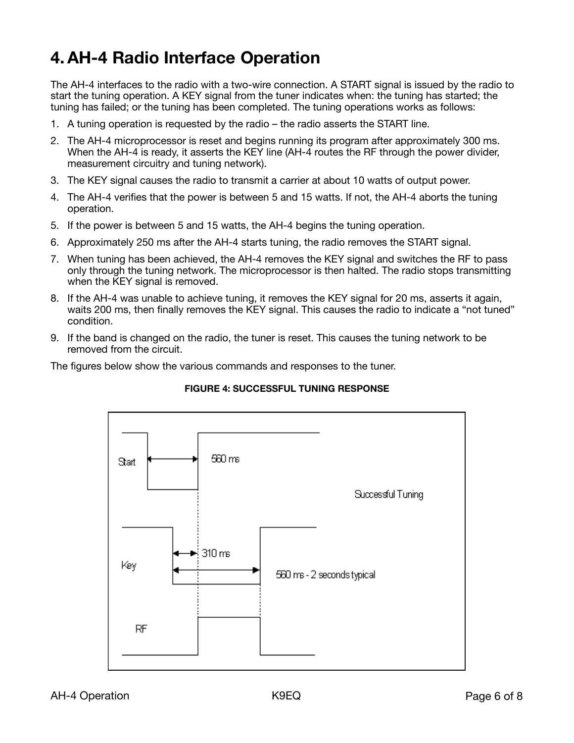# 4. AH-4 Radio Interface Operation

The AH-4 interfaces to the radio with a two-wire connection. A START signal is issued by the radio to start the tuning operation. A KEY signal from the tuner indicates when: the tuning has started; the tuning has failed; or the tuning has been completed. The tuning operations works as follows:

1. A tuning operation is requested by the radio – the radio asserts the START line.
2. The AH-4 microprocessor is reset and begins running its program after approximately 300 ms. When the AH-4 is ready, it asserts the KEY line (AH-4 routes the RF through the power divider, measurement circuitry and tuning network).
3. The KEY signal causes the radio to transmit a carrier at about 10 watts of output power.
4. The AH-4 verifies that the power is between 5 and 15 watts. If not, the AH-4 aborts the tuning operation.
5. If the power is between 5 and 15 watts, the AH-4 begins the tuning operation.
6. Approximately 250 ms after the AH-4 starts tuning, the radio removes the START signal.
7. When tuning has been achieved, the AH-4 removes the KEY signal and switches the RF to pass only through the tuning network. The microprocessor is then halted. The radio stops transmitting when the KEY signal is removed.
8. If the AH-4 was unable to achieve tuning, it removes the KEY signal for 20 ms, asserts it again, waits 200 ms, then finally removes the KEY signal. This causes the radio to indicate a "not tuned" condition.
9. If the band is changed on the radio, the tuner is reset. This causes the tuning network to be removed from the circuit.

The figures below show the various commands and responses to the tuner.

**FIGURE 4: SUCCESSFUL TUNING RESPONSE**

Start — 560 ms

Successful Tuning

Key — 310 ms — 560 ms - 2 seconds typical

RF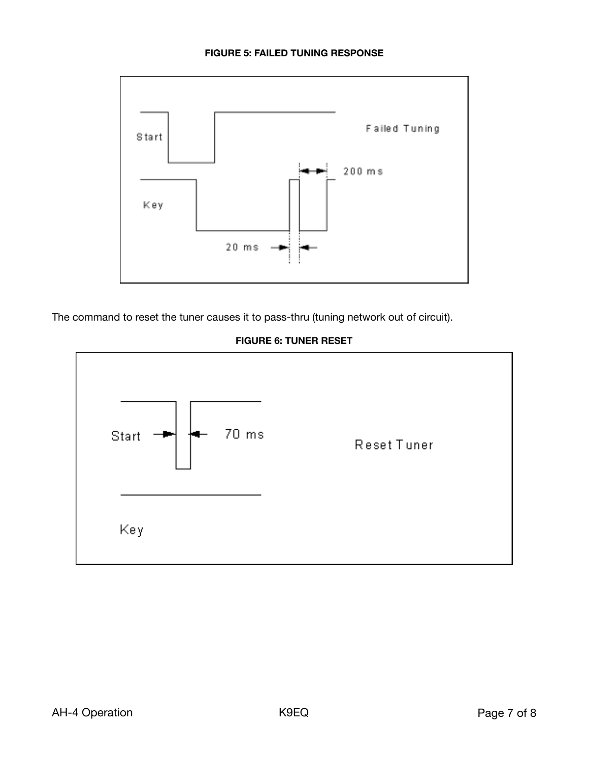**FIGURE 5: FAILED TUNING RESPONSE**

Start

Key

Failed Tuning

200 ms

20 ms

The command to reset the tuner causes it to pass-thru (tuning network out of circuit).

**FIGURE 6: TUNER RESET**

Start

70 ms

Reset Tuner

Key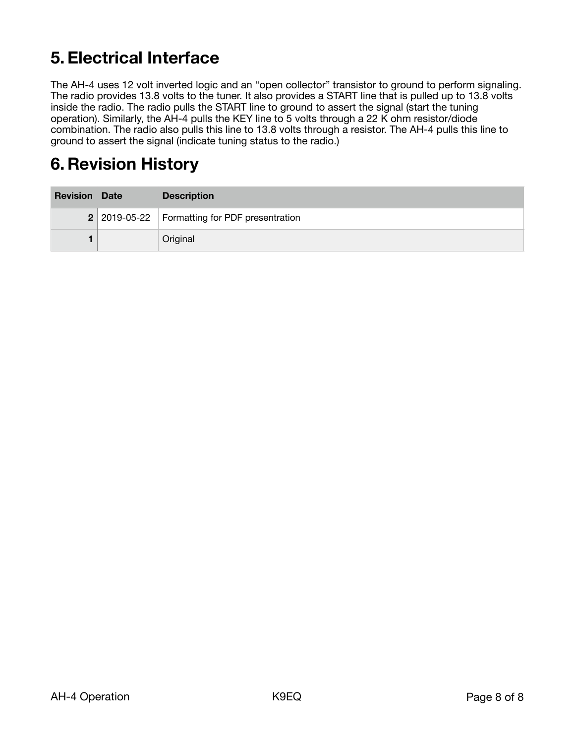# 5. Electrical Interface

The AH-4 uses 12 volt inverted logic and an “open collector” transistor to ground to perform signaling. The radio provides 13.8 volts to the tuner. It also provides a START line that is pulled up to 13.8 volts inside the radio. The radio pulls the START line to ground to assert the signal (start the tuning operation). Similarly, the AH-4 pulls the KEY line to 5 volts through a 22 K ohm resistor/diode combination. The radio also pulls this line to 13.8 volts through a resistor. The AH-4 pulls this line to ground to assert the signal (indicate tuning status to the radio.)

# 6. Revision History

| Revision | Date | Description |
|---|---|---|
| **2** | 2019-05-22 | Formatting for PDF presentation |
| **1** | | Original |